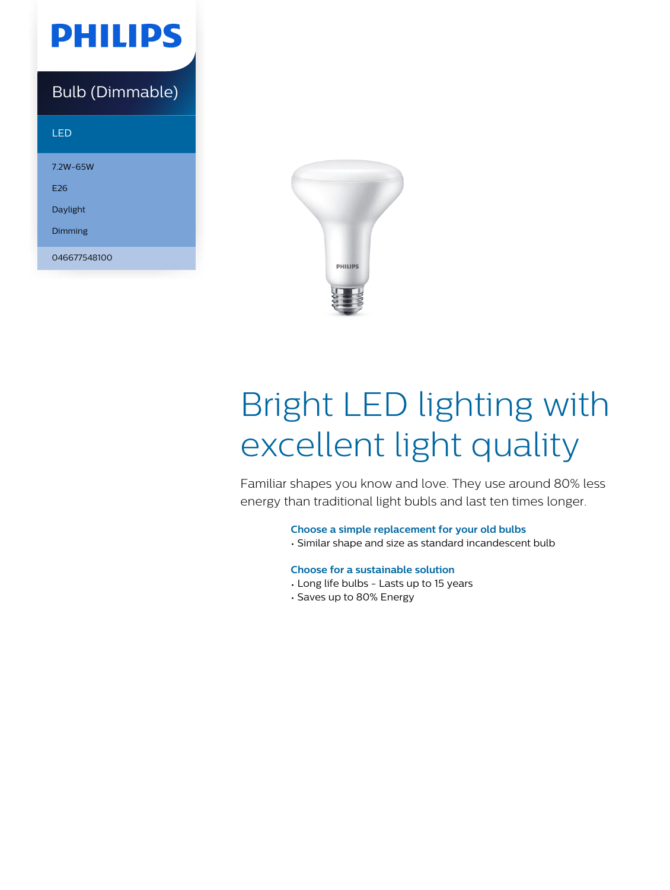PHILIPS

Bulb (Dimmable)

LED

7.2W-65W

E26

Daylight

Dimming

046677548100

# Bright LED lighting with excellent light quality

Familiar shapes you know and love. They use around 80% less energy than traditional light bulbs and last ten times longer.

**Choose a simple replacement for your old bulbs**

- Similar shape and size as standard incandescent bulb

**Choose for a sustainable solution**

- Long life bulbs - Lasts up to 15 years
- Saves up to 80% Energy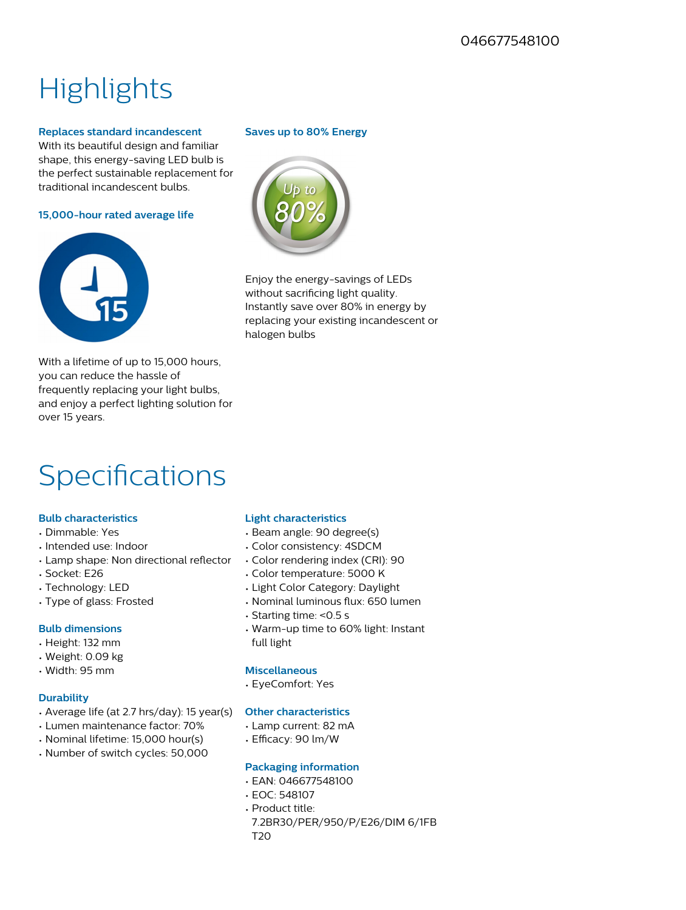046677548100

# Highlights

### Replaces standard incandescent

With its beautiful design and familiar shape, this energy-saving LED bulb is the perfect sustainable replacement for traditional incandescent bulbs.

### 15,000-hour rated average life

With a lifetime of up to 15,000 hours, you can reduce the hassle of frequently replacing your light bulbs, and enjoy a perfect lighting solution for over 15 years.

### Saves up to 80% Energy

Enjoy the energy-savings of LEDs without sacrificing light quality. Instantly save over 80% in energy by replacing your existing incandescent or halogen bulbs

# Specifications

### Bulb characteristics

- Dimmable: Yes
- Intended use: Indoor
- Lamp shape: Non directional reflector
- Socket: E26
- Technology: LED
- Type of glass: Frosted

### Bulb dimensions

- Height: 132 mm
- Weight: 0.09 kg
- Width: 95 mm

### Durability

- Average life (at 2.7 hrs/day): 15 year(s)
- Lumen maintenance factor: 70%
- Nominal lifetime: 15,000 hour(s)
- Number of switch cycles: 50,000

### Light characteristics

- Beam angle: 90 degree(s)
- Color consistency: 4SDCM
- Color rendering index (CRI): 90
- Color temperature: 5000 K
- Light Color Category: Daylight
- Nominal luminous flux: 650 lumen
- Starting time: <0.5 s
- Warm-up time to 60% light: Instant full light

### Miscellaneous

- EyeComfort: Yes

### Other characteristics

- Lamp current: 82 mA
- Efficacy: 90 lm/W

### Packaging information

- EAN: 046677548100
- EOC: 548107
- Product title: 7.2BR30/PER/950/P/E26/DIM 6/1FB T20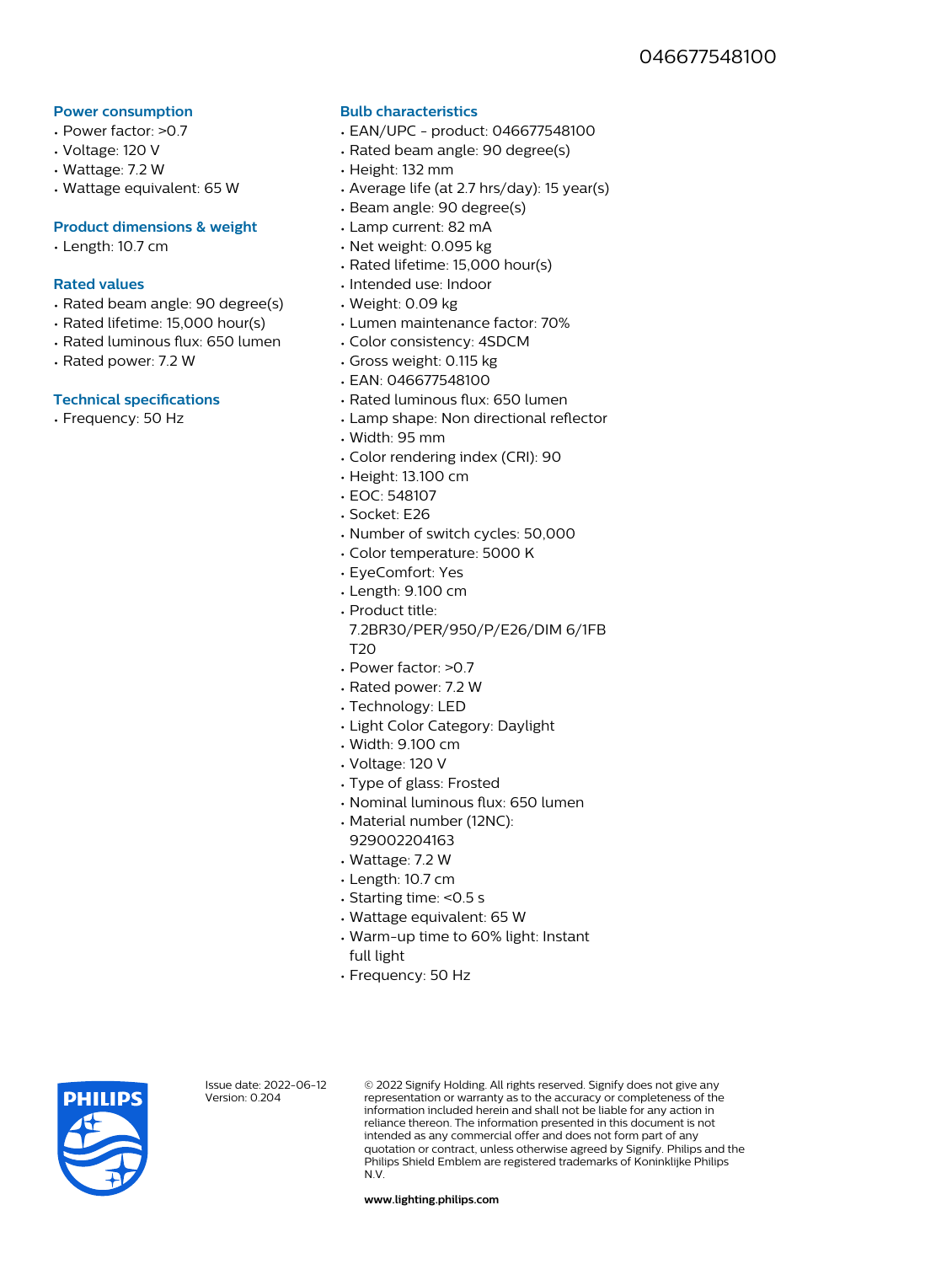## Power consumption

- Power factor: >0.7
- Voltage: 120 V
- Wattage: 7.2 W
- Wattage equivalent: 65 W

## Product dimensions & weight

- Length: 10.7 cm

## Rated values

- Rated beam angle: 90 degree(s)
- Rated lifetime: 15,000 hour(s)
- Rated luminous flux: 650 lumen
- Rated power: 7.2 W

## Technical specifications

- Frequency: 50 Hz

## Bulb characteristics

- EAN/UPC - product: 046677548100
- Rated beam angle: 90 degree(s)
- Height: 132 mm
- Average life (at 2.7 hrs/day): 15 year(s)
- Beam angle: 90 degree(s)
- Lamp current: 82 mA
- Net weight: 0.095 kg
- Rated lifetime: 15,000 hour(s)
- Intended use: Indoor
- Weight: 0.09 kg
- Lumen maintenance factor: 70%
- Color consistency: 4SDCM
- Gross weight: 0.115 kg
- EAN: 046677548100
- Rated luminous flux: 650 lumen
- Lamp shape: Non directional reflector
- Width: 95 mm
- Color rendering index (CRI): 90
- Height: 13.100 cm
- EOC: 548107
- Socket: E26
- Number of switch cycles: 50,000
- Color temperature: 5000 K
- EyeComfort: Yes
- Length: 9.100 cm
- Product title: 7.2BR30/PER/950/P/E26/DIM 6/1FB T20
- Power factor: >0.7
- Rated power: 7.2 W
- Technology: LED
- Light Color Category: Daylight
- Width: 9.100 cm
- Voltage: 120 V
- Type of glass: Frosted
- Nominal luminous flux: 650 lumen
- Material number (12NC): 929002204163
- Wattage: 7.2 W
- Length: 10.7 cm
- Starting time: <0.5 s
- Wattage equivalent: 65 W
- Warm-up time to 60% light: Instant full light
- Frequency: 50 Hz

Issue date: 2022-06-12
Version: 0.204

© 2022 Signify Holding. All rights reserved. Signify does not give any representation or warranty as to the accuracy or completeness of the information included herein and shall not be liable for any action in reliance thereon. The information presented in this document is not intended as any commercial offer and does not form part of any quotation or contract, unless otherwise agreed by Signify. Philips and the Philips Shield Emblem are registered trademarks of Koninklijke Philips N.V.

**www.lighting.philips.com**